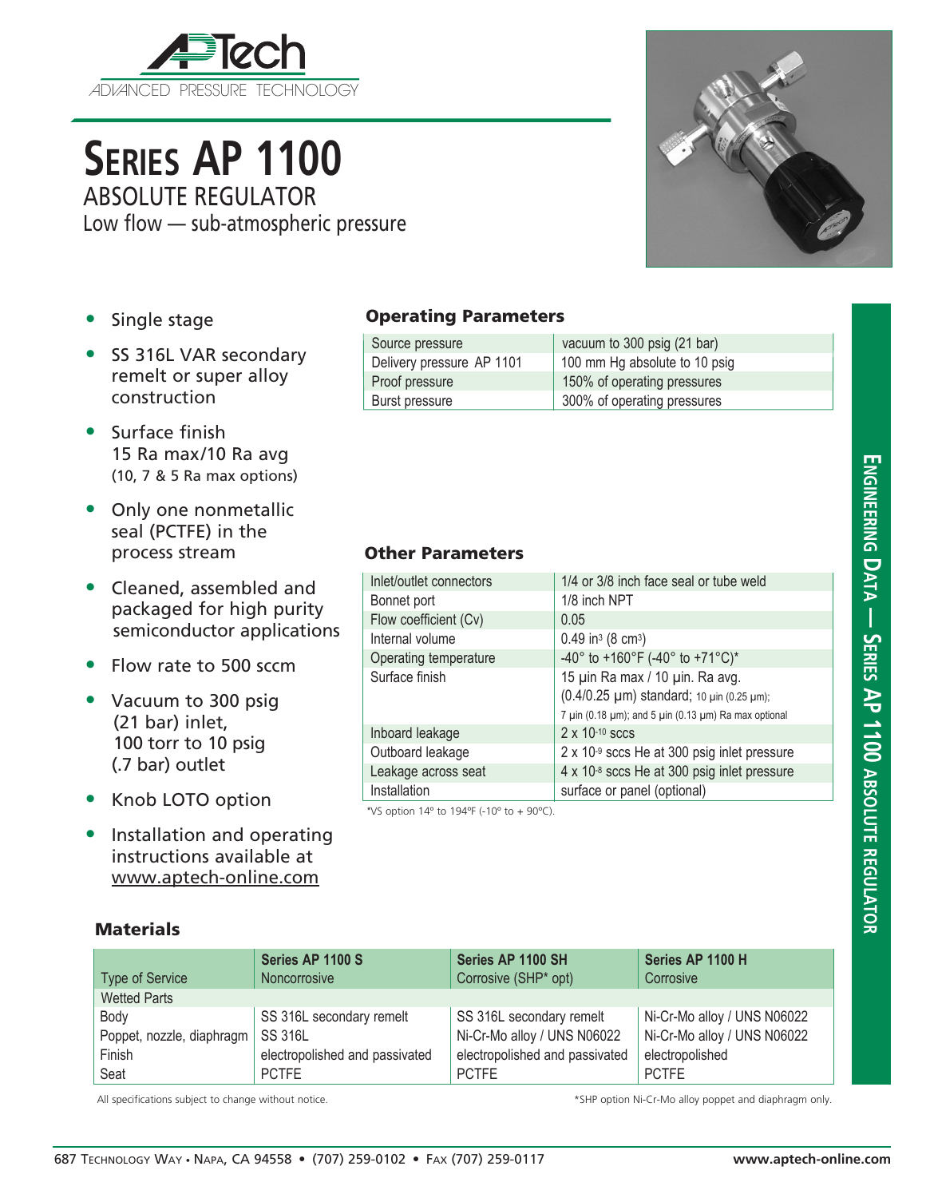# SERIES AP 1100

## ABSOLUTE REGULATOR

Low flow — sub-atmospheric pressure

- Single stage
- SS 316L VAR secondary remelt or super alloy construction
- Surface finish 15 Ra max/10 Ra avg (10, 7 & 5 Ra max options)
- Only one nonmetallic seal (PCTFE) in the process stream
- Cleaned, assembled and packaged for high purity semiconductor applications
- Flow rate to 500 sccm
- Vacuum to 300 psig (21 bar) inlet, 100 torr to 10 psig (.7 bar) outlet
- Knob LOTO option
- Installation and operating instructions available at www.aptech-online.com

### Operating Parameters

| | |
|---|---|
| Source pressure | vacuum to 300 psig (21 bar) |
| Delivery pressure AP 1101 | 100 mm Hg absolute to 10 psig |
| Proof pressure | 150% of operating pressures |
| Burst pressure | 300% of operating pressures |

### Other Parameters

| | |
|---|---|
| Inlet/outlet connectors | 1/4 or 3/8 inch face seal or tube weld |
| Bonnet port | 1/8 inch NPT |
| Flow coefficient (Cv) | 0.05 |
| Internal volume | 0.49 in$^3$ (8 cm$^3$) |
| Operating temperature | -40° to +160°F (-40° to +71°C)* |
| Surface finish | 15 µin Ra max / 10 µin. Ra avg. (0.4/0.25 µm) standard; 10 µin (0.25 µm); 7 µin (0.18 µm); and 5 µin (0.13 µm) Ra max optional |
| Inboard leakage | 2 x $10^{-10}$ sccs |
| Outboard leakage | 2 x $10^{-9}$ sccs He at 300 psig inlet pressure |
| Leakage across seat | 4 x $10^{-8}$ sccs He at 300 psig inlet pressure |
| Installation | surface or panel (optional) |

*VS option 14º to 194ºF (-10º to + 90ºC).

### Materials

| Type of Service | Series AP 1100 S Noncorrosive | Series AP 1100 SH Corrosive (SHP* opt) | Series AP 1100 H Corrosive |
|---|---|---|---|
| Wetted Parts | | | |
| Body | SS 316L secondary remelt | SS 316L secondary remelt | Ni-Cr-Mo alloy / UNS N06022 |
| Poppet, nozzle, diaphragm | SS 316L | Ni-Cr-Mo alloy / UNS N06022 | Ni-Cr-Mo alloy / UNS N06022 |
| Finish | electropolished and passivated | electropolished and passivated | electropolished |
| Seat | PCTFE | PCTFE | PCTFE |

All specifications subject to change without notice.

*SHP option Ni-Cr-Mo alloy poppet and diaphragm only.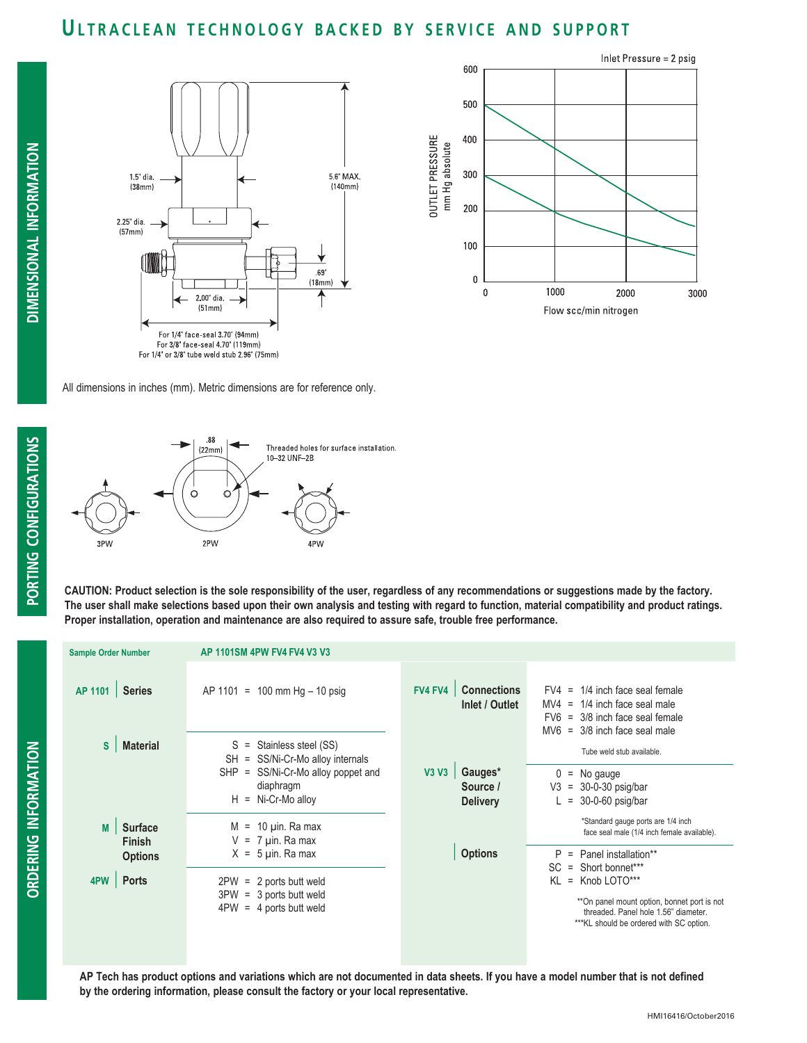## Ultraclean Technology Backed by Service and Support

### Dimensional Information

1.5" dia. (38mm)

2.25" dia. (57mm)

5.6" MAX. (140mm)

.69" (18mm)

2.00" dia. (51mm)

For 1/4" face-seal 3.70" (94mm)
For 3/8" face-seal 4.70" (119mm)
For 1/4" or 3/8" tube weld stub 2.96" (75mm)

Inlet Pressure = 2 psig

OUTLET PRESSURE mm Hg absolute

600
500
400
300
200
100
0

0
1000
2000
3000

Flow scc/min nitrogen

All dimensions in inches (mm). Metric dimensions are for reference only.

### Porting Configurations

.88 (22mm)

Threaded holes for surface installation. 10–32 UNF–2B

3PW

2PW

4PW

**CAUTION: Product selection is the sole responsibility of the user, regardless of any recommendations or suggestions made by the factory. The user shall make selections based upon their own analysis and testing with regard to function, material compatibility and product ratings. Proper installation, operation and maintenance are also required to assure safe, trouble free performance.**

### Ordering Information

**Sample Order Number:** AP 1101SM 4PW FV4 FV4 V3 V3

| Code | Category | Options |
|---|---|---|
| AP 1101 | Series | AP 1101 = 100 mm Hg – 10 psig |
| S | Material | S = Stainless steel (SS)<br>SH = SS/Ni-Cr-Mo alloy internals<br>SHP = SS/Ni-Cr-Mo alloy poppet and diaphragm<br>H = Ni-Cr-Mo alloy |
| M | Surface Finish Options | M = 10 µin. Ra max<br>V = 7 µin. Ra max<br>X = 5 µin. Ra max |
| 4PW | Ports | 2PW = 2 ports butt weld<br>3PW = 3 ports butt weld<br>4PW = 4 ports butt weld |
| FV4 FV4 | Connections Inlet / Outlet | FV4 = 1/4 inch face seal female<br>MV4 = 1/4 inch face seal male<br>FV6 = 3/8 inch face seal female<br>MV6 = 3/8 inch face seal male<br>Tube weld stub available. |
| V3 V3 | Gauges* Source / Delivery | 0 = No gauge<br>V3 = 30-0-30 psig/bar<br>L = 30-0-60 psig/bar<br>*Standard gauge ports are 1/4 inch face seal male (1/4 inch female available). |
| | Options | P = Panel installation**<br>SC = Short bonnet***<br>KL = Knob LOTO***<br>**On panel mount option, bonnet port is not threaded. Panel hole 1.56" diameter.<br>***KL should be ordered with SC option. |

**AP Tech has product options and variations which are not documented in data sheets. If you have a model number that is not defined by the ordering information, please consult the factory or your local representative.**

HMI16416/October2016